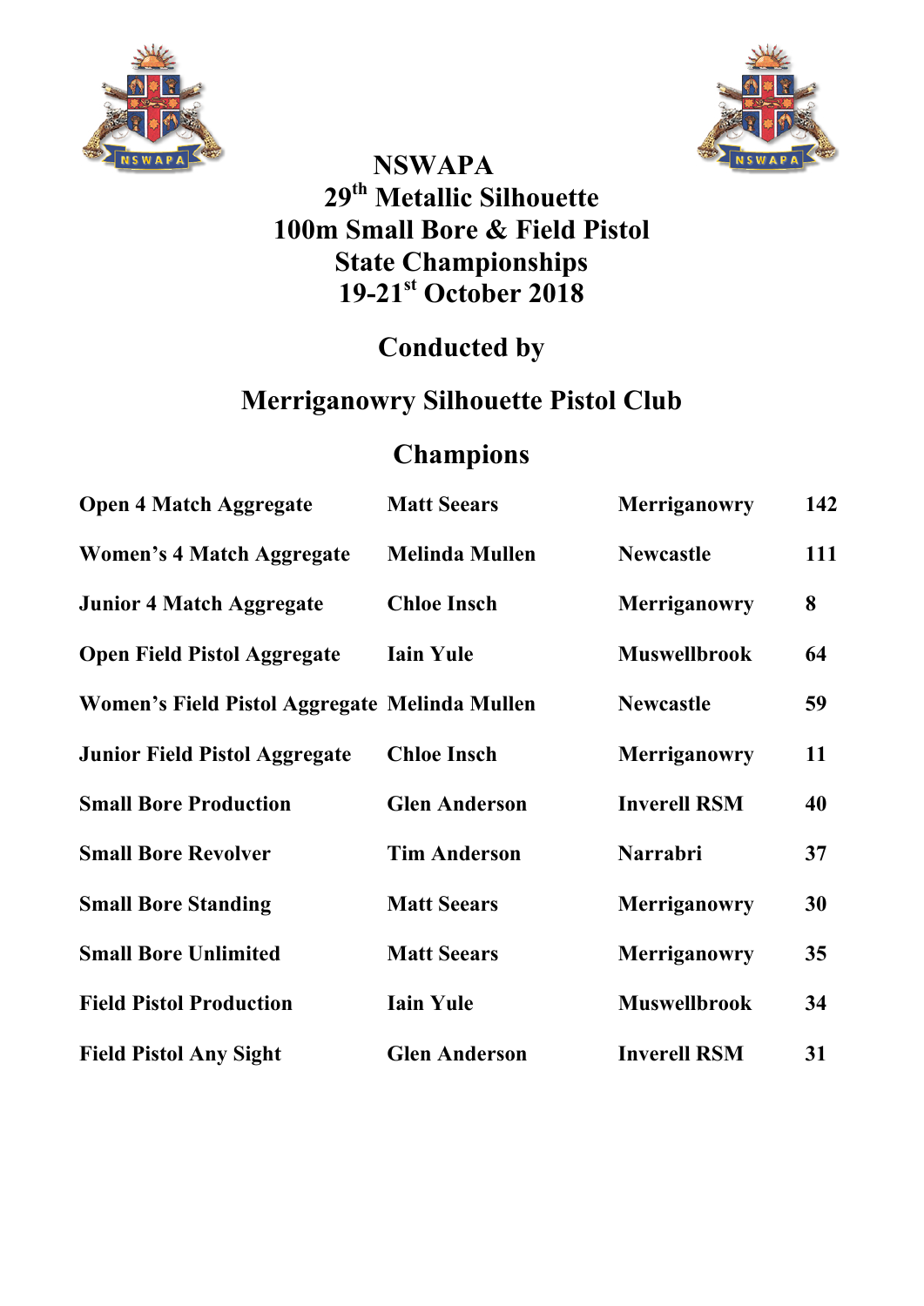# NSWAPA
# 29th Metallic Silhouette
# 100m Small Bore & Field Pistol
# State Championships
# 19-21st October 2018

## Conducted by

## Merriganowry Silhouette Pistol Club

## Champions

| | | | |
|---|---|---|---|
| **Open 4 Match Aggregate** | **Matt Seears** | **Merriganowry** | **142** |
| **Women's 4 Match Aggregate** | **Melinda Mullen** | **Newcastle** | **111** |
| **Junior 4 Match Aggregate** | **Chloe Insch** | **Merriganowry** | **8** |
| **Open Field Pistol Aggregate** | **Iain Yule** | **Muswellbrook** | **64** |
| **Women's Field Pistol Aggregate** | **Melinda Mullen** | **Newcastle** | **59** |
| **Junior Field Pistol Aggregate** | **Chloe Insch** | **Merriganowry** | **11** |
| **Small Bore Production** | **Glen Anderson** | **Inverell RSM** | **40** |
| **Small Bore Revolver** | **Tim Anderson** | **Narrabri** | **37** |
| **Small Bore Standing** | **Matt Seears** | **Merriganowry** | **30** |
| **Small Bore Unlimited** | **Matt Seears** | **Merriganowry** | **35** |
| **Field Pistol Production** | **Iain Yule** | **Muswellbrook** | **34** |
| **Field Pistol Any Sight** | **Glen Anderson** | **Inverell RSM** | **31** |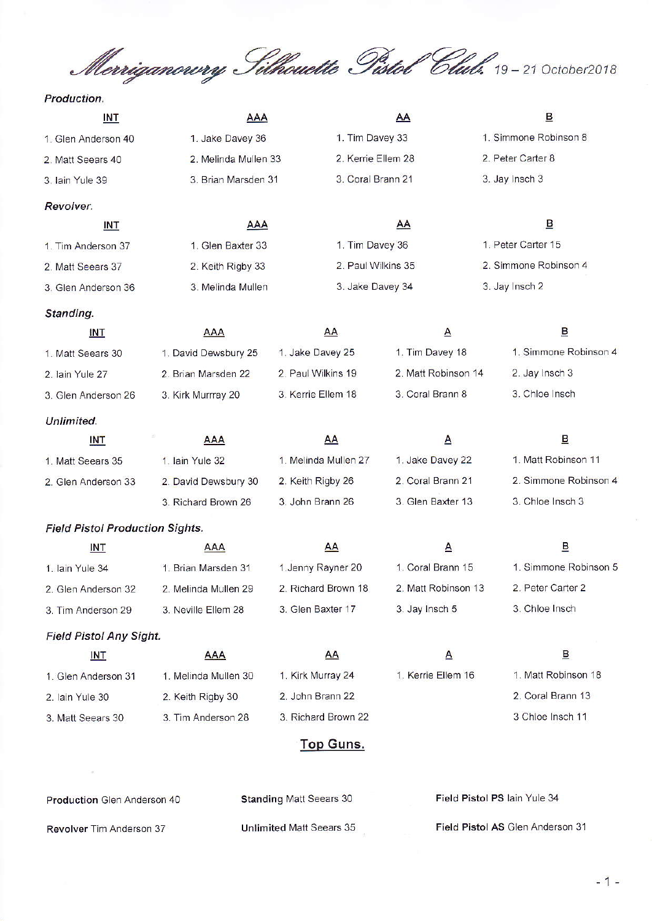# Merriganowry Silhouette Pistol Club. 19 – 21 October2018

### *Production.*

| INT | AAA | AA | B |
|---|---|---|---|
| 1. Glen Anderson 40 | 1. Jake Davey 36 | 1. Tim Davey 33 | 1. Simmone Robinson 8 |
| 2. Matt Seears 40 | 2. Melinda Mullen 33 | 2. Kerrie Ellem 28 | 2. Peter Carter 8 |
| 3. Iain Yule 39 | 3. Brian Marsden 31 | 3. Coral Brann 21 | 3. Jay Insch 3 |

### *Revolver.*

| INT | AAA | AA | B |
|---|---|---|---|
| 1. Tim Anderson 37 | 1. Glen Baxter 33 | 1. Tim Davey 36 | 1. Peter Carter 15 |
| 2. Matt Seears 37 | 2. Keith Rigby 33 | 2. Paul Wilkins 35 | 2. Simmone Robinson 4 |
| 3. Glen Anderson 36 | 3. Melinda Mullen | 3. Jake Davey 34 | 3. Jay Insch 2 |

### *Standing.*

| INT | AAA | AA | A | B |
|---|---|---|---|---|
| 1. Matt Seears 30 | 1. David Dewsbury 25 | 1. Jake Davey 25 | 1. Tim Davey 18 | 1. Simmone Robinson 4 |
| 2. Iain Yule 27 | 2. Brian Marsden 22 | 2. Paul Wilkins 19 | 2. Matt Robinson 14 | 2. Jay Insch 3 |
| 3. Glen Anderson 26 | 3. Kirk Murrray 20 | 3. Kerrie Ellem 18 | 3. Coral Brann 8 | 3. Chloe Insch |

### *Unlimited.*

| INT | AAA | AA | A | B |
|---|---|---|---|---|
| 1. Matt Seears 35 | 1. Iain Yule 32 | 1. Melinda Mullen 27 | 1. Jake Davey 22 | 1. Matt Robinson 11 |
| 2. Glen Anderson 33 | 2. David Dewsbury 30 | 2. Keith Rigby 26 | 2. Coral Brann 21 | 2. Simmone Robinson 4 |
| | 3. Richard Brown 26 | 3. John Brann 26 | 3. Glen Baxter 13 | 3. Chloe Insch 3 |

### *Field Pistol Production Sights.*

| INT | AAA | AA | A | B |
|---|---|---|---|---|
| 1. Iain Yule 34 | 1. Brian Marsden 31 | 1 Jenny Rayner 20 | 1. Coral Brann 15 | 1. Simmone Robinson 5 |
| 2. Glen Anderson 32 | 2. Melinda Mullen 29 | 2. Richard Brown 18 | 2. Matt Robinson 13 | 2. Peter Carter 2 |
| 3. Tim Anderson 29 | 3. Neville Ellem 28 | 3. Glen Baxter 17 | 3. Jay Insch 5 | 3. Chloe Insch |

### *Field Pistol Any Sight.*

| INT | AAA | AA | A | B |
|---|---|---|---|---|
| 1. Glen Anderson 31 | 1. Melinda Mullen 30 | 1. Kirk Murray 24 | 1. Kerrie Ellem 16 | 1. Matt Robinson 18 |
| 2. Iain Yule 30 | 2. Keith Rigby 30 | 2. John Brann 22 | | 2. Coral Brann 13 |
| 3. Matt Seears 30 | 3. Tim Anderson 28 | 3. Richard Brown 22 | | 3 Chloe Insch 11 |

## Top Guns.

**Production** Glen Anderson 40

**Revolver** Tim Anderson 37

**Standing** Matt Seears 30

**Unlimited** Matt Seears 35

**Field Pistol PS** Iain Yule 34

**Field Pistol AS** Glen Anderson 31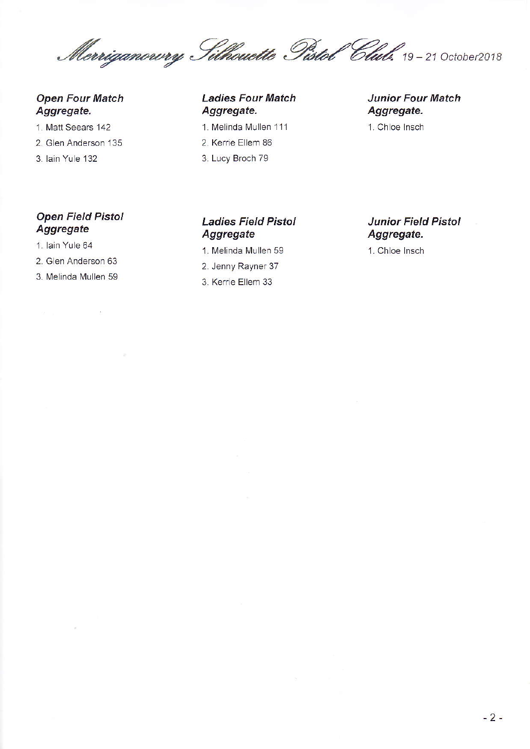*Merriganowry Silhouette Pistol Club.* 19 – 21 October2018

### *Open Four Match Aggregate.*

1. Matt Seears 142
2. Glen Anderson 135
3. Iain Yule 132

### *Ladies Four Match Aggregate.*

1. Melinda Mullen 111
2. Kerrie Ellem 86
3. Lucy Broch 79

### *Junior Four Match Aggregate.*

1. Chloe Insch

### *Open Field Pistol Aggregate*

1. Iain Yule 64
2. Glen Anderson 63
3. Melinda Mullen 59

### *Ladies Field Pistol Aggregate*

1. Melinda Mullen 59
2. Jenny Rayner 37
3. Kerrie Ellem 33

### *Junior Field Pistol Aggregate.*

1. Chloe Insch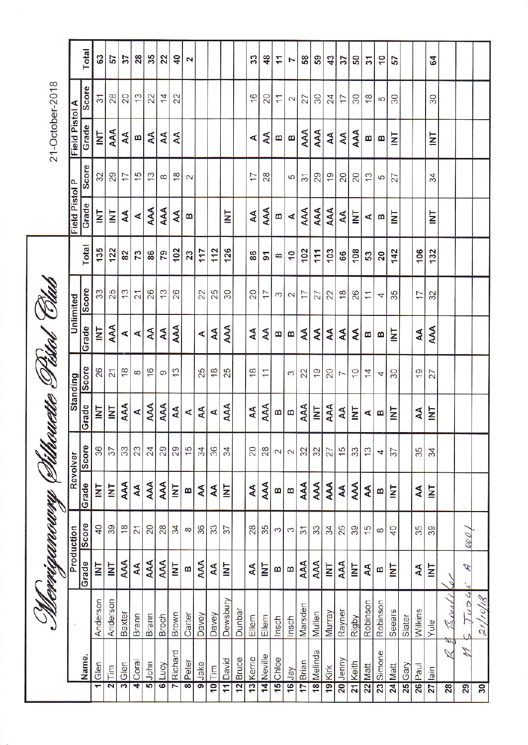# Merriganowry Silhouette Pistol Club

21-October-2018

| | Name. | | Production Grade | Production Score | Revolver Grade | Revolver Score | Standing Grade | Standing Score | Unlimited Grade | Unlimited Score | Total | Field Pistol P Grade | Field Pistol P Score | Field Pistol A Grade | Field Pistol A Score | Total |
|---|---|---|---|---|---|---|---|---|---|---|---|---|---|---|---|---|
| 1 | Glen | Anderson | INT | 40 | INT | 36 | INT | 26 | INT | 33 | 135 | INT | 32 | INT | 31 | 63 |
| 2 | Tim | Anderson | INT | 39 | INT | 37 | INT | 21 | AAA | 25 | 122 | INT | 29 | AAA | 28 | 57 |
| 3 | Glen | Baxter | AAA | 18 | AAA | 33 | AAA | 18 | A | 13 | 82 | AA | 17 | AA | 20 | 37 |
| 4 | Coral | Brann | AA | 21 | AA | 23 | A | 8 | A | 21 | 73 | A | 15 | B | 13 | 28 |
| 5 | John | Brann | AAA | 20 | AAA | 24 | AAA | 16 | AA | 26 | 86 | AAA | 13 | AA | 22 | 35 |
| 6 | Lucy | Broch | AAA | 28 | AAA | 29 | AAA | 9 | AA | 13 | 79 | AAA | 8 | AA | 14 | 22 |
| 7 | Richard | Brown | INT | 34 | INT | 29 | AA | 13 | AAA | 26 | 102 | AA | 18 | AA | 22 | 40 |
| 8 | Peter | Carter | B | 8 | B | 15 | A | | | | 23 | B | 2 | | | 2 |
| 9 | Jake | Davey | AAA | 36 | AA | 34 | AA | 25 | A | 22 | 117 | | | | | |
| 10 | Tim | Davey | AA | 33 | AA | 36 | A | 18 | AA | 25 | 112 | | | | | |
| 11 | David | Dewsbury | INT | 37 | INT | 34 | AAA | 25 | AAA | 30 | 126 | INT | | | | |
| 12 | Bruce | Dunbar | | | | | | | | | | | | | | |
| 13 | Kerrie | Ellem | AA | 28 | AA | 20 | AA | 18 | AA | 20 | 86 | AA | 17 | A | 16 | 33 |
| 14 | Neville | Ellem | AA | 35 | AAA | 28 | AAA | 11 | AA | 17 | 91 | AAA | 28 | AA | 20 | 48 |
| 15 | Chloe | Insch | B | 3 | B | 2 | B | | B | 3 | 8 | B | | B | 11 | 11 |
| 16 | Jay | Insch | B | 3 | B | 2 | B | 3 | B | 2 | 10 | A | 5 | B | 2 | 7 |
| 17 | Brian | Marsden | AAA | 31 | AAA | 32 | AAA | 22 | AA | 17 | 102 | AAA | 31 | AAA | 27 | 58 |
| 18 | Melinda | Mullen | AAA | 33 | AAA | 32 | INT | 19 | AA | 27 | 111 | AAA | 29 | AAA | 30 | 59 |
| 19 | Kirk | Murray | INT | 34 | AAA | 27 | AAA | 20 | AA | 22 | 103 | AAA | 19 | AA | 24 | 43 |
| 20 | Jenny | Rayner | AAA | 26 | AA | 15 | AA | 7 | AA | 18 | 66 | AA | 20 | AA | 17 | 37 |
| 21 | Keith | Rigby | INT | 39 | AAA | 33 | INT | 10 | AA | 26 | 108 | INT | 20 | AAA | 30 | 50 |
| 22 | Matt | Robinson | AA | 15 | AA | 13 | A | 14 | B | 11 | 53 | A | 13 | B | 18 | 31 |
| 23 | Simone | Robinson | B | 8 | B | 4 | B | 4 | B | 4 | 20 | B | 5 | B | 5 | 10 |
| 24 | Matt | Seears | INT | 40 | INT | 37 | INT | 30 | INT | 35 | 142 | INT | 27 | INT | 30 | 57 |
| 25 | Gary | Slater | | | | | | | | | | | | | | |
| 26 | Paul | Wilkins | AA | 35 | AA | 35 | AA | 19 | AA | 17 | 106 | | | | | |
| 27 | Iain | Yule | INT | 39 | INT | 34 | INT | 27 | AAA | 32 | 132 | INT | 34 | INT | 30 | 64 |
| 28 | R B Boulder | | | | | | | | | | | | | | | |
| 29 | M G Turner A 0001 | | | | | | | | | | | | | | | |
| 30 | 21/10/18 | | | | | | | | | | | | | | | |